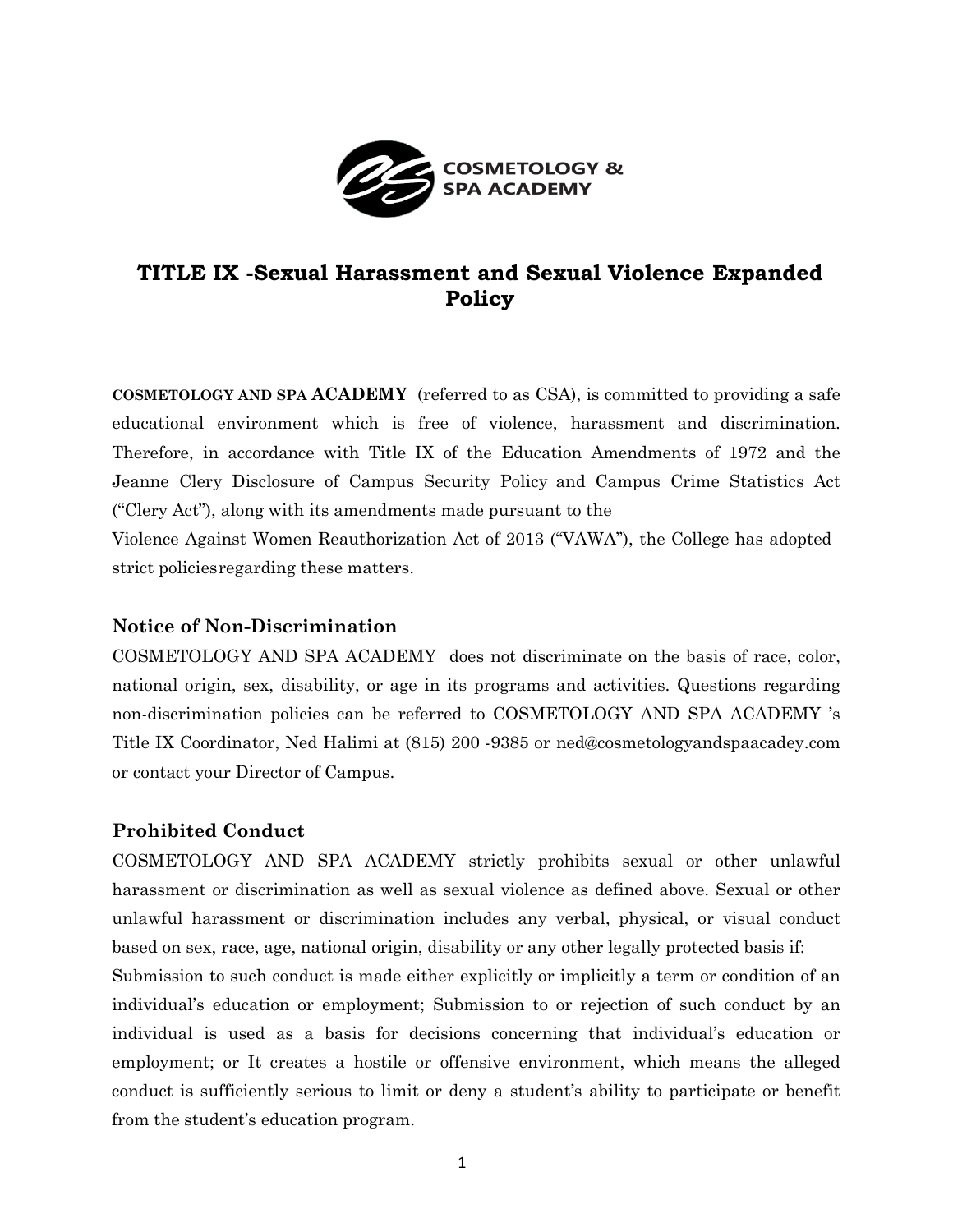# TITLE IX -Sexual Harassment and Sexual Violence Expanded Policy

**COSMETOLOGY AND SPA ACADEMY** (referred to as CSA), is committed to providing a safe educational environment which is free of violence, harassment and discrimination. Therefore, in accordance with Title IX of the Education Amendments of 1972 and the Jeanne Clery Disclosure of Campus Security Policy and Campus Crime Statistics Act ("Clery Act"), along with its amendments made pursuant to the Violence Against Women Reauthorization Act of 2013 ("VAWA"), the College has adopted strict policiesregarding these matters.

## Notice of Non-Discrimination

COSMETOLOGY AND SPA ACADEMY does not discriminate on the basis of race, color, national origin, sex, disability, or age in its programs and activities. Questions regarding non-discrimination policies can be referred to COSMETOLOGY AND SPA ACADEMY 's Title IX Coordinator, Ned Halimi at (815) 200 -9385 or ned@cosmetologyandspaacadey.com or contact your Director of Campus.

## Prohibited Conduct

COSMETOLOGY AND SPA ACADEMY strictly prohibits sexual or other unlawful harassment or discrimination as well as sexual violence as defined above. Sexual or other unlawful harassment or discrimination includes any verbal, physical, or visual conduct based on sex, race, age, national origin, disability or any other legally protected basis if: Submission to such conduct is made either explicitly or implicitly a term or condition of an individual's education or employment; Submission to or rejection of such conduct by an individual is used as a basis for decisions concerning that individual's education or employment; or It creates a hostile or offensive environment, which means the alleged conduct is sufficiently serious to limit or deny a student's ability to participate or benefit from the student's education program.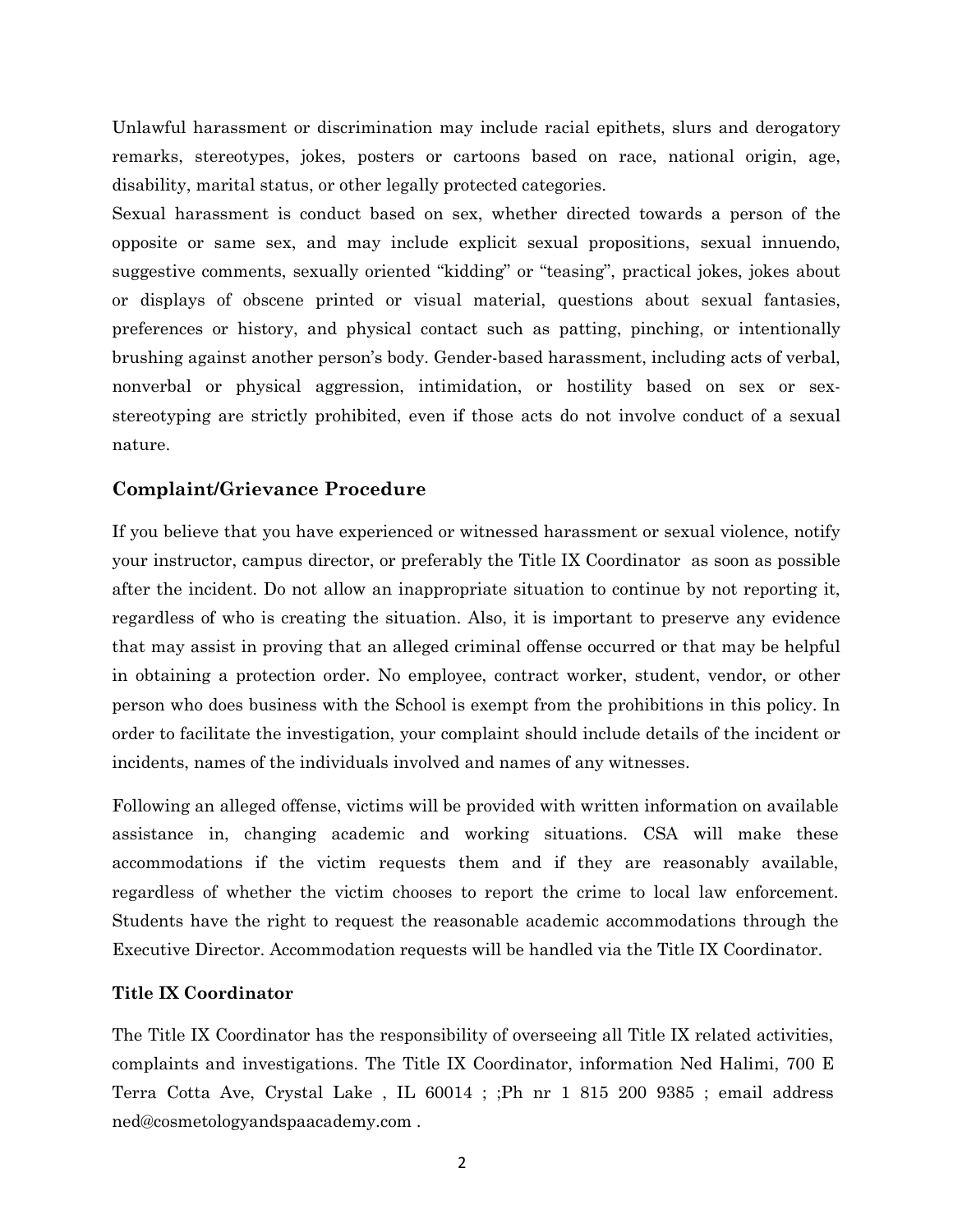Unlawful harassment or discrimination may include racial epithets, slurs and derogatory remarks, stereotypes, jokes, posters or cartoons based on race, national origin, age, disability, marital status, or other legally protected categories.

Sexual harassment is conduct based on sex, whether directed towards a person of the opposite or same sex, and may include explicit sexual propositions, sexual innuendo, suggestive comments, sexually oriented "kidding" or "teasing", practical jokes, jokes about or displays of obscene printed or visual material, questions about sexual fantasies, preferences or history, and physical contact such as patting, pinching, or intentionally brushing against another person's body. Gender-based harassment, including acts of verbal, nonverbal or physical aggression, intimidation, or hostility based on sex or sex-stereotyping are strictly prohibited, even if those acts do not involve conduct of a sexual nature.

## Complaint/Grievance Procedure

If you believe that you have experienced or witnessed harassment or sexual violence, notify your instructor, campus director, or preferably the Title IX Coordinator  as soon as possible after the incident. Do not allow an inappropriate situation to continue by not reporting it, regardless of who is creating the situation. Also, it is important to preserve any evidence that may assist in proving that an alleged criminal offense occurred or that may be helpful in obtaining a protection order. No employee, contract worker, student, vendor, or other person who does business with the School is exempt from the prohibitions in this policy. In order to facilitate the investigation, your complaint should include details of the incident or incidents, names of the individuals involved and names of any witnesses.

Following an alleged offense, victims will be provided with written information on available assistance in, changing academic and working situations. CSA will make these accommodations if the victim requests them and if they are reasonably available, regardless of whether the victim chooses to report the crime to local law enforcement. Students have the right to request the reasonable academic accommodations through the Executive Director. Accommodation requests will be handled via the Title IX Coordinator.

### Title IX Coordinator

The Title IX Coordinator has the responsibility of overseeing all Title IX related activities, complaints and investigations. The Title IX Coordinator, information Ned Halimi, 700 E Terra Cotta Ave, Crystal Lake , IL 60014 ; ;Ph nr 1 815 200 9385 ; email address ned@cosmetologyandspaacademy.com .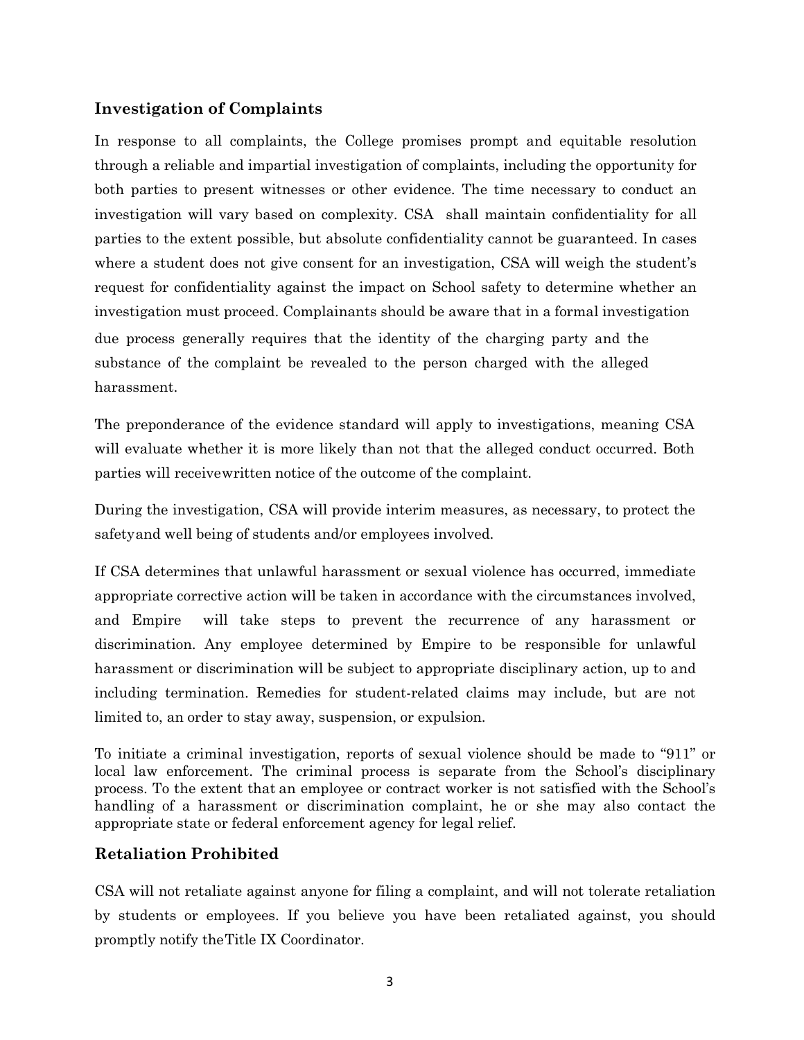## Investigation of Complaints

In response to all complaints, the College promises prompt and equitable resolution through a reliable and impartial investigation of complaints, including the opportunity for both parties to present witnesses or other evidence. The time necessary to conduct an investigation will vary based on complexity. CSA shall maintain confidentiality for all parties to the extent possible, but absolute confidentiality cannot be guaranteed. In cases where a student does not give consent for an investigation, CSA will weigh the student's request for confidentiality against the impact on School safety to determine whether an investigation must proceed. Complainants should be aware that in a formal investigation due process generally requires that the identity of the charging party and the substance of the complaint be revealed to the person charged with the alleged harassment.

The preponderance of the evidence standard will apply to investigations, meaning CSA will evaluate whether it is more likely than not that the alleged conduct occurred. Both parties will receivewritten notice of the outcome of the complaint.

During the investigation, CSA will provide interim measures, as necessary, to protect the safetyand well being of students and/or employees involved.

If CSA determines that unlawful harassment or sexual violence has occurred, immediate appropriate corrective action will be taken in accordance with the circumstances involved, and Empire will take steps to prevent the recurrence of any harassment or discrimination. Any employee determined by Empire to be responsible for unlawful harassment or discrimination will be subject to appropriate disciplinary action, up to and including termination. Remedies for student-related claims may include, but are not limited to, an order to stay away, suspension, or expulsion.

To initiate a criminal investigation, reports of sexual violence should be made to "911" or local law enforcement. The criminal process is separate from the School's disciplinary process. To the extent that an employee or contract worker is not satisfied with the School's handling of a harassment or discrimination complaint, he or she may also contact the appropriate state or federal enforcement agency for legal relief.

## Retaliation Prohibited

CSA will not retaliate against anyone for filing a complaint, and will not tolerate retaliation by students or employees. If you believe you have been retaliated against, you should promptly notify theTitle IX Coordinator.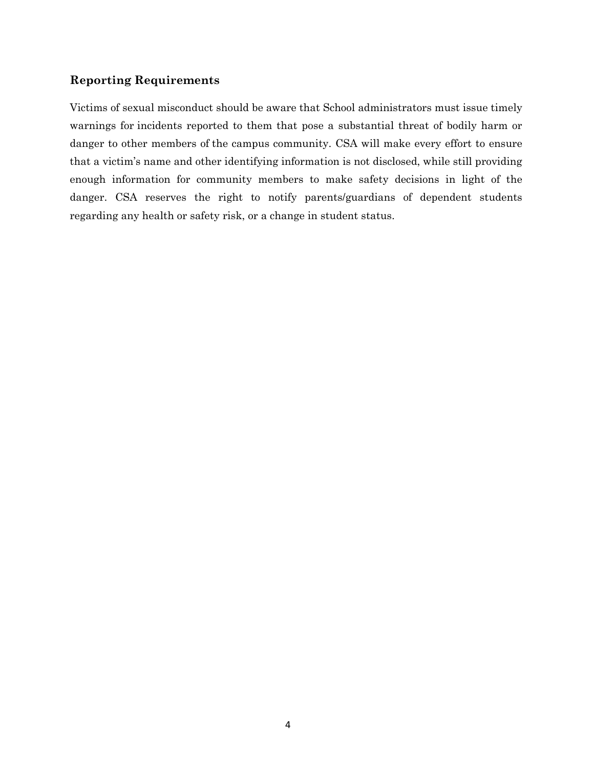## Reporting Requirements

Victims of sexual misconduct should be aware that School administrators must issue timely warnings for incidents reported to them that pose a substantial threat of bodily harm or danger to other members of the campus community. CSA will make every effort to ensure that a victim's name and other identifying information is not disclosed, while still providing enough information for community members to make safety decisions in light of the danger. CSA reserves the right to notify parents/guardians of dependent students regarding any health or safety risk, or a change in student status.